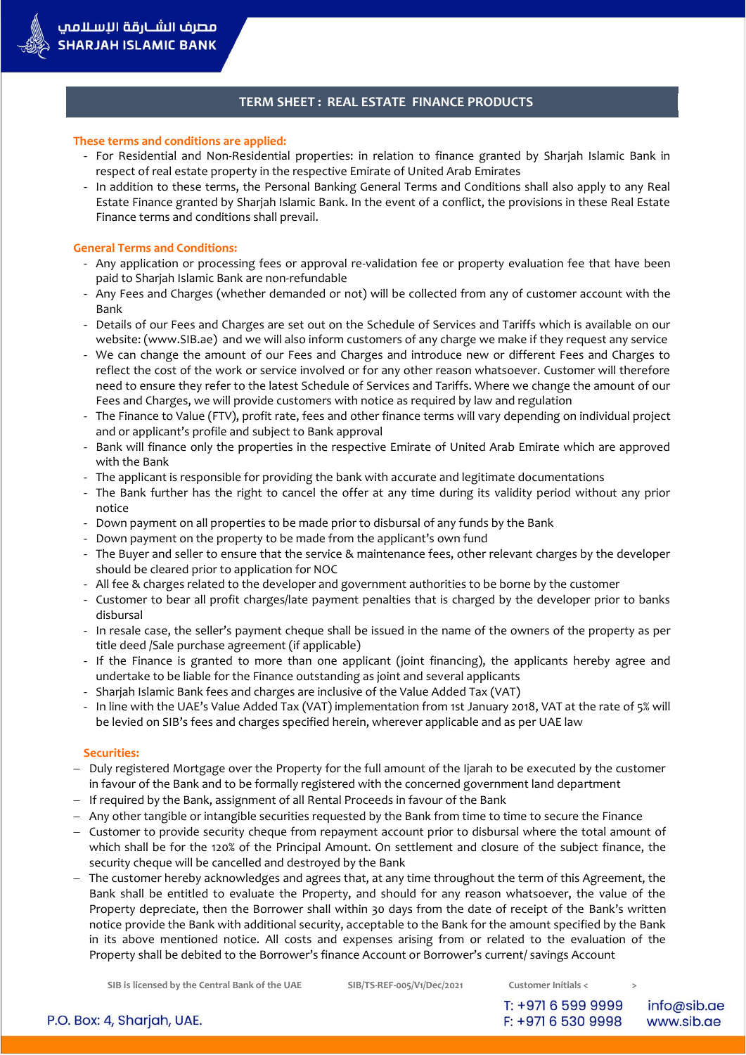# TERM SHEET : REAL ESTATE FINANCE PRODUCTS

**These terms and conditions are applied:**

- For Residential and Non-Residential properties: in relation to finance granted by Sharjah Islamic Bank in respect of real estate property in the respective Emirate of United Arab Emirates
- In addition to these terms, the Personal Banking General Terms and Conditions shall also apply to any Real Estate Finance granted by Sharjah Islamic Bank. In the event of a conflict, the provisions in these Real Estate Finance terms and conditions shall prevail.

**General Terms and Conditions:**

- Any application or processing fees or approval re-validation fee or property evaluation fee that have been paid to Sharjah Islamic Bank are non-refundable
- Any Fees and Charges (whether demanded or not) will be collected from any of customer account with the Bank
- Details of our Fees and Charges are set out on the Schedule of Services and Tariffs which is available on our website: (www.SIB.ae) and we will also inform customers of any charge we make if they request any service
- We can change the amount of our Fees and Charges and introduce new or different Fees and Charges to reflect the cost of the work or service involved or for any other reason whatsoever. Customer will therefore need to ensure they refer to the latest Schedule of Services and Tariffs. Where we change the amount of our Fees and Charges, we will provide customers with notice as required by law and regulation
- The Finance to Value (FTV), profit rate, fees and other finance terms will vary depending on individual project and or applicant's profile and subject to Bank approval
- Bank will finance only the properties in the respective Emirate of United Arab Emirate which are approved with the Bank
- The applicant is responsible for providing the bank with accurate and legitimate documentations
- The Bank further has the right to cancel the offer at any time during its validity period without any prior notice
- Down payment on all properties to be made prior to disbursal of any funds by the Bank
- Down payment on the property to be made from the applicant's own fund
- The Buyer and seller to ensure that the service & maintenance fees, other relevant charges by the developer should be cleared prior to application for NOC
- All fee & charges related to the developer and government authorities to be borne by the customer
- Customer to bear all profit charges/late payment penalties that is charged by the developer prior to banks disbursal
- In resale case, the seller's payment cheque shall be issued in the name of the owners of the property as per title deed /Sale purchase agreement (if applicable)
- If the Finance is granted to more than one applicant (joint financing), the applicants hereby agree and undertake to be liable for the Finance outstanding as joint and several applicants
- Sharjah Islamic Bank fees and charges are inclusive of the Value Added Tax (VAT)
- In line with the UAE's Value Added Tax (VAT) implementation from 1st January 2018, VAT at the rate of 5% will be levied on SIB's fees and charges specified herein, wherever applicable and as per UAE law

**Securities:**

- Duly registered Mortgage over the Property for the full amount of the Ijarah to be executed by the customer in favour of the Bank and to be formally registered with the concerned government land department
- If required by the Bank, assignment of all Rental Proceeds in favour of the Bank
- Any other tangible or intangible securities requested by the Bank from time to time to secure the Finance
- Customer to provide security cheque from repayment account prior to disbursal where the total amount of which shall be for the 120% of the Principal Amount. On settlement and closure of the subject finance, the security cheque will be cancelled and destroyed by the Bank
- The customer hereby acknowledges and agrees that, at any time throughout the term of this Agreement, the Bank shall be entitled to evaluate the Property, and should for any reason whatsoever, the value of the Property depreciate, then the Borrower shall within 30 days from the date of receipt of the Bank's written notice provide the Bank with additional security, acceptable to the Bank for the amount specified by the Bank in its above mentioned notice. All costs and expenses arising from or related to the evaluation of the Property shall be debited to the Borrower's finance Account or Borrower's current/ savings Account

SIB is licensed by the Central Bank of the UAE SIB/TS-REF-005/V1/Dec/2021 Customer Initials < >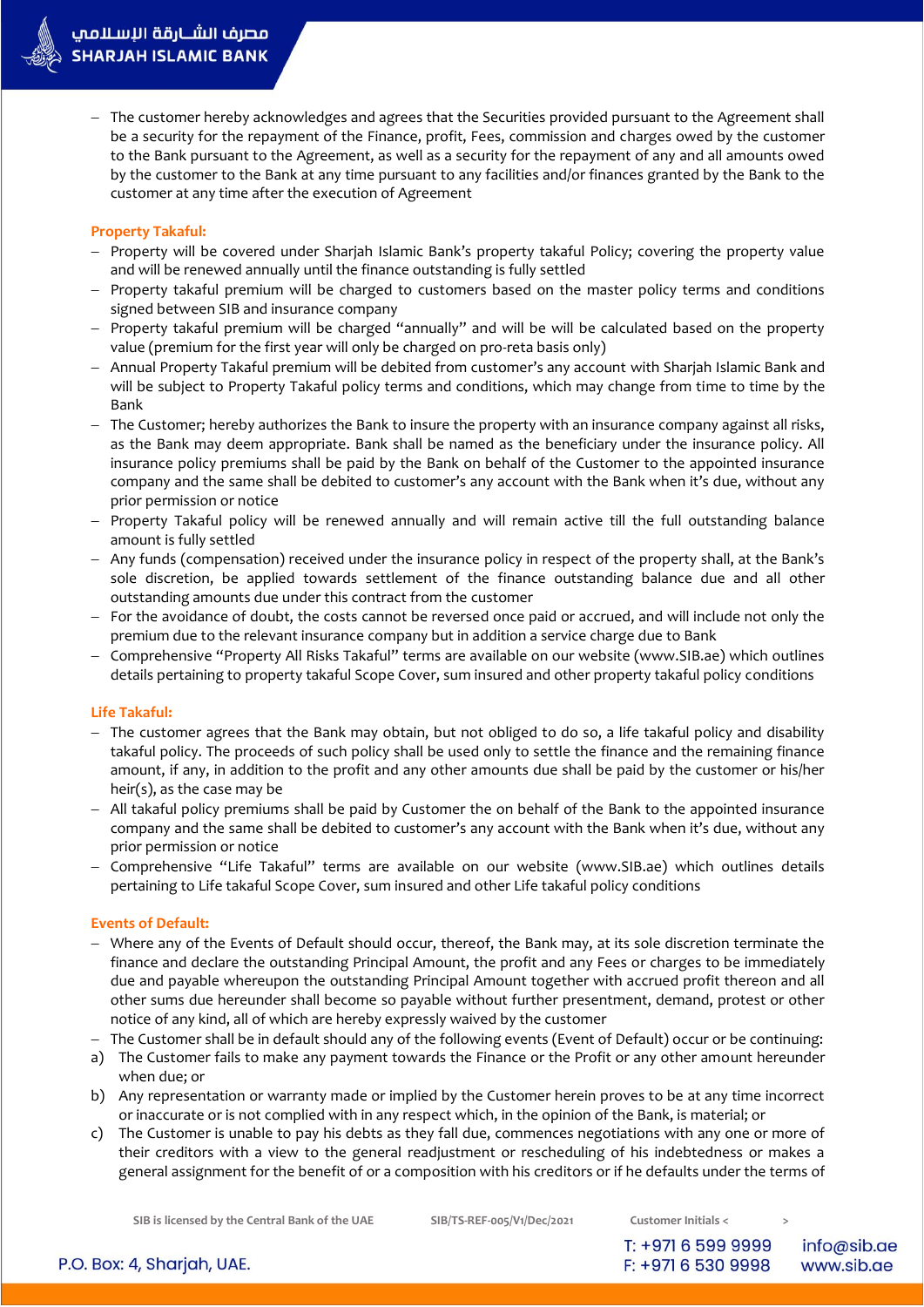- The customer hereby acknowledges and agrees that the Securities provided pursuant to the Agreement shall be a security for the repayment of the Finance, profit, Fees, commission and charges owed by the customer to the Bank pursuant to the Agreement, as well as a security for the repayment of any and all amounts owed by the customer to the Bank at any time pursuant to any facilities and/or finances granted by the Bank to the customer at any time after the execution of Agreement

**Property Takaful:**

- Property will be covered under Sharjah Islamic Bank's property takaful Policy; covering the property value and will be renewed annually until the finance outstanding is fully settled
- Property takaful premium will be charged to customers based on the master policy terms and conditions signed between SIB and insurance company
- Property takaful premium will be charged "annually" and will be will be calculated based on the property value (premium for the first year will only be charged on pro-reta basis only)
- Annual Property Takaful premium will be debited from customer's any account with Sharjah Islamic Bank and will be subject to Property Takaful policy terms and conditions, which may change from time to time by the Bank
- The Customer; hereby authorizes the Bank to insure the property with an insurance company against all risks, as the Bank may deem appropriate. Bank shall be named as the beneficiary under the insurance policy. All insurance policy premiums shall be paid by the Bank on behalf of the Customer to the appointed insurance company and the same shall be debited to customer's any account with the Bank when it's due, without any prior permission or notice
- Property Takaful policy will be renewed annually and will remain active till the full outstanding balance amount is fully settled
- Any funds (compensation) received under the insurance policy in respect of the property shall, at the Bank's sole discretion, be applied towards settlement of the finance outstanding balance due and all other outstanding amounts due under this contract from the customer
- For the avoidance of doubt, the costs cannot be reversed once paid or accrued, and will include not only the premium due to the relevant insurance company but in addition a service charge due to Bank
- Comprehensive "Property All Risks Takaful" terms are available on our website (www.SIB.ae) which outlines details pertaining to property takaful Scope Cover, sum insured and other property takaful policy conditions

**Life Takaful:**

- The customer agrees that the Bank may obtain, but not obliged to do so, a life takaful policy and disability takaful policy. The proceeds of such policy shall be used only to settle the finance and the remaining finance amount, if any, in addition to the profit and any other amounts due shall be paid by the customer or his/her heir(s), as the case may be
- All takaful policy premiums shall be paid by Customer the on behalf of the Bank to the appointed insurance company and the same shall be debited to customer's any account with the Bank when it's due, without any prior permission or notice
- Comprehensive "Life Takaful" terms are available on our website (www.SIB.ae) which outlines details pertaining to Life takaful Scope Cover, sum insured and other Life takaful policy conditions

**Events of Default:**

- Where any of the Events of Default should occur, thereof, the Bank may, at its sole discretion terminate the finance and declare the outstanding Principal Amount, the profit and any Fees or charges to be immediately due and payable whereupon the outstanding Principal Amount together with accrued profit thereon and all other sums due hereunder shall become so payable without further presentment, demand, protest or other notice of any kind, all of which are hereby expressly waived by the customer
- The Customer shall be in default should any of the following events (Event of Default) occur or be continuing:

a) The Customer fails to make any payment towards the Finance or the Profit or any other amount hereunder when due; or

b) Any representation or warranty made or implied by the Customer herein proves to be at any time incorrect or inaccurate or is not complied with in any respect which, in the opinion of the Bank, is material; or

c) The Customer is unable to pay his debts as they fall due, commences negotiations with any one or more of their creditors with a view to the general readjustment or rescheduling of his indebtedness or makes a general assignment for the benefit of or a composition with his creditors or if he defaults under the terms of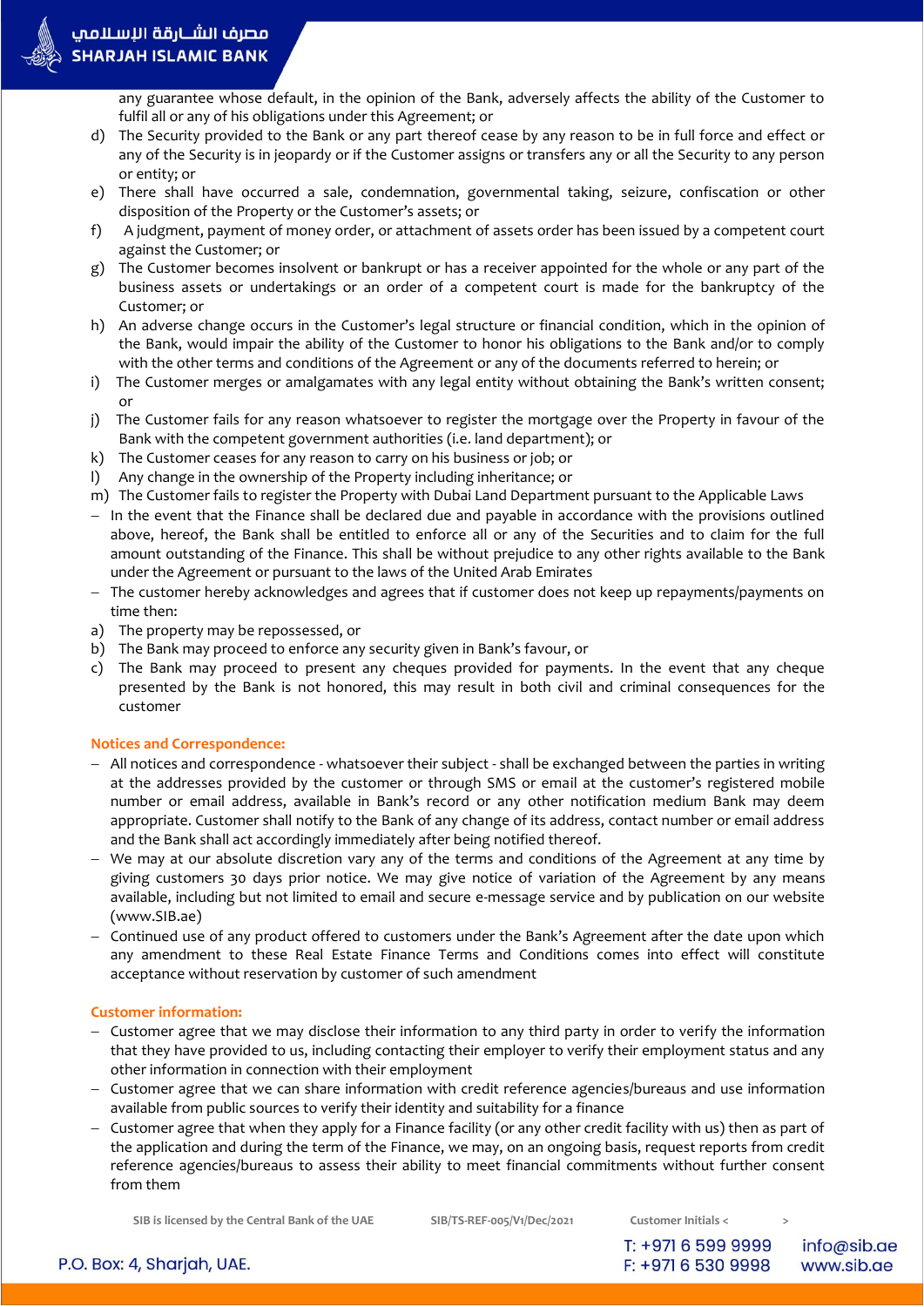any guarantee whose default, in the opinion of the Bank, adversely affects the ability of the Customer to fulfil all or any of his obligations under this Agreement; or

d) The Security provided to the Bank or any part thereof cease by any reason to be in full force and effect or any of the Security is in jeopardy or if the Customer assigns or transfers any or all the Security to any person or entity; or
e) There shall have occurred a sale, condemnation, governmental taking, seizure, confiscation or other disposition of the Property or the Customer's assets; or
f) A judgment, payment of money order, or attachment of assets order has been issued by a competent court against the Customer; or
g) The Customer becomes insolvent or bankrupt or has a receiver appointed for the whole or any part of the business assets or undertakings or an order of a competent court is made for the bankruptcy of the Customer; or
h) An adverse change occurs in the Customer's legal structure or financial condition, which in the opinion of the Bank, would impair the ability of the Customer to honor his obligations to the Bank and/or to comply with the other terms and conditions of the Agreement or any of the documents referred to herein; or
i) The Customer merges or amalgamates with any legal entity without obtaining the Bank's written consent; or
j) The Customer fails for any reason whatsoever to register the mortgage over the Property in favour of the Bank with the competent government authorities (i.e. land department); or
k) The Customer ceases for any reason to carry on his business or job; or
l) Any change in the ownership of the Property including inheritance; or
m) The Customer fails to register the Property with Dubai Land Department pursuant to the Applicable Laws

- In the event that the Finance shall be declared due and payable in accordance with the provisions outlined above, hereof, the Bank shall be entitled to enforce all or any of the Securities and to claim for the full amount outstanding of the Finance. This shall be without prejudice to any other rights available to the Bank under the Agreement or pursuant to the laws of the United Arab Emirates
- The customer hereby acknowledges and agrees that if customer does not keep up repayments/payments on time then:

a) The property may be repossessed, or
b) The Bank may proceed to enforce any security given in Bank's favour, or
c) The Bank may proceed to present any cheques provided for payments. In the event that any cheque presented by the Bank is not honored, this may result in both civil and criminal consequences for the customer

**Notices and Correspondence:**

- All notices and correspondence - whatsoever their subject - shall be exchanged between the parties in writing at the addresses provided by the customer or through SMS or email at the customer's registered mobile number or email address, available in Bank's record or any other notification medium Bank may deem appropriate. Customer shall notify to the Bank of any change of its address, contact number or email address and the Bank shall act accordingly immediately after being notified thereof.
- We may at our absolute discretion vary any of the terms and conditions of the Agreement at any time by giving customers 30 days prior notice. We may give notice of variation of the Agreement by any means available, including but not limited to email and secure e-message service and by publication on our website (www.SIB.ae)
- Continued use of any product offered to customers under the Bank's Agreement after the date upon which any amendment to these Real Estate Finance Terms and Conditions comes into effect will constitute acceptance without reservation by customer of such amendment

**Customer information:**

- Customer agree that we may disclose their information to any third party in order to verify the information that they have provided to us, including contacting their employer to verify their employment status and any other information in connection with their employment
- Customer agree that we can share information with credit reference agencies/bureaus and use information available from public sources to verify their identity and suitability for a finance
- Customer agree that when they apply for a Finance facility (or any other credit facility with us) then as part of the application and during the term of the Finance, we may, on an ongoing basis, request reports from credit reference agencies/bureaus to assess their ability to meet financial commitments without further consent from them

SIB is licensed by the Central Bank of the UAE SIB/TS-REF-005/V1/Dec/2021 Customer Initials < >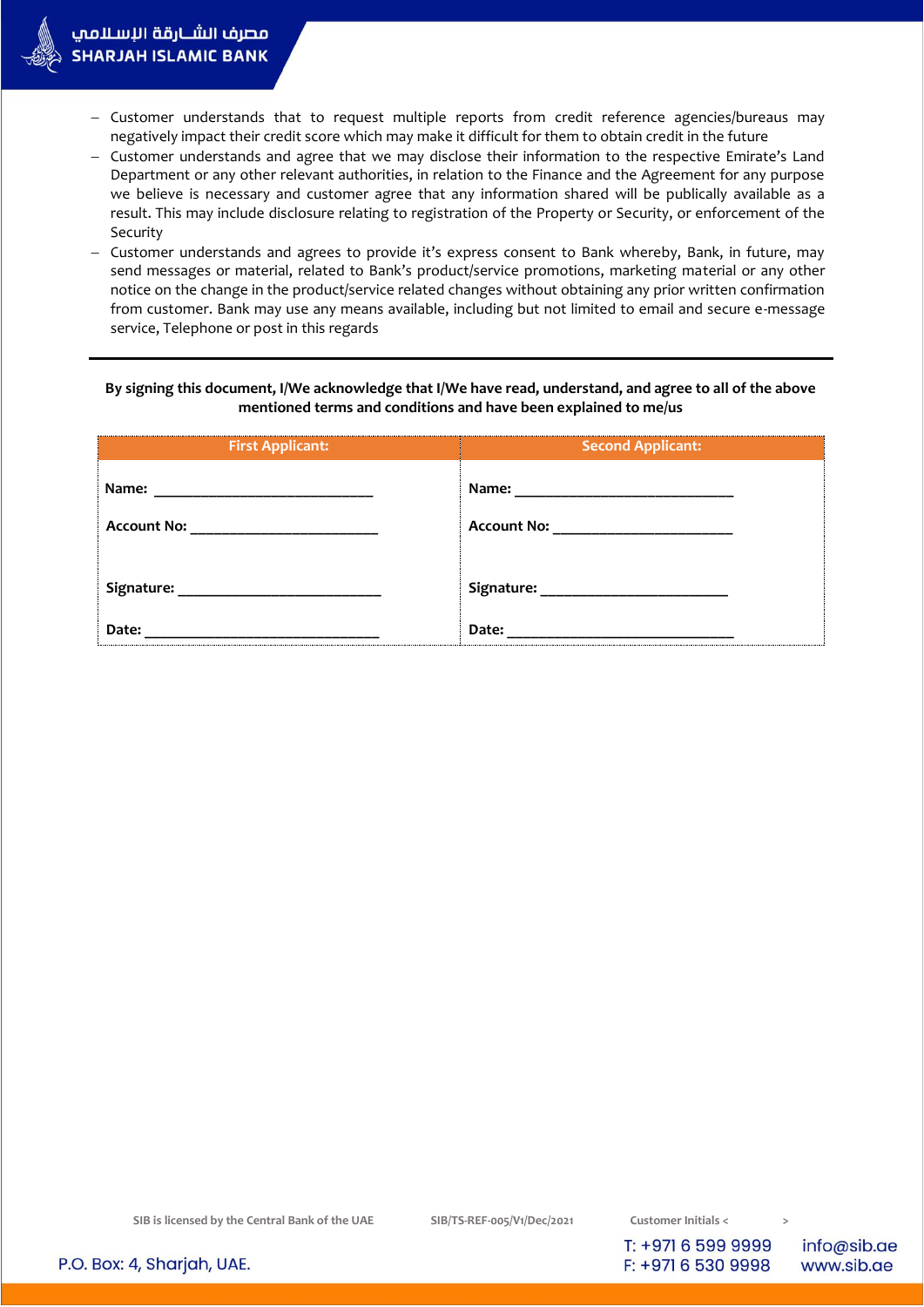- Customer understands that to request multiple reports from credit reference agencies/bureaus may negatively impact their credit score which may make it difficult for them to obtain credit in the future
- Customer understands and agree that we may disclose their information to the respective Emirate's Land Department or any other relevant authorities, in relation to the Finance and the Agreement for any purpose we believe is necessary and customer agree that any information shared will be publically available as a result. This may include disclosure relating to registration of the Property or Security, or enforcement of the Security
- Customer understands and agrees to provide it's express consent to Bank whereby, Bank, in future, may send messages or material, related to Bank's product/service promotions, marketing material or any other notice on the change in the product/service related changes without obtaining any prior written confirmation from customer. Bank may use any means available, including but not limited to email and secure e-message service, Telephone or post in this regards

---

**By signing this document, I/We acknowledge that I/We have read, understand, and agree to all of the above mentioned terms and conditions and have been explained to me/us**

| First Applicant: | Second Applicant: |
|---|---|
| **Name:** ____________________________ | **Name:** ____________________________ |
| **Account No:** ________________________ | **Account No:** ________________________ |
| **Signature:** __________________________ | **Signature:** ________________________ |
| **Date:** ______________________________ | **Date:** ______________________________ |

SIB is licensed by the Central Bank of the UAE

SIB/TS-REF-005/V1/Dec/2021

Customer Initials < >